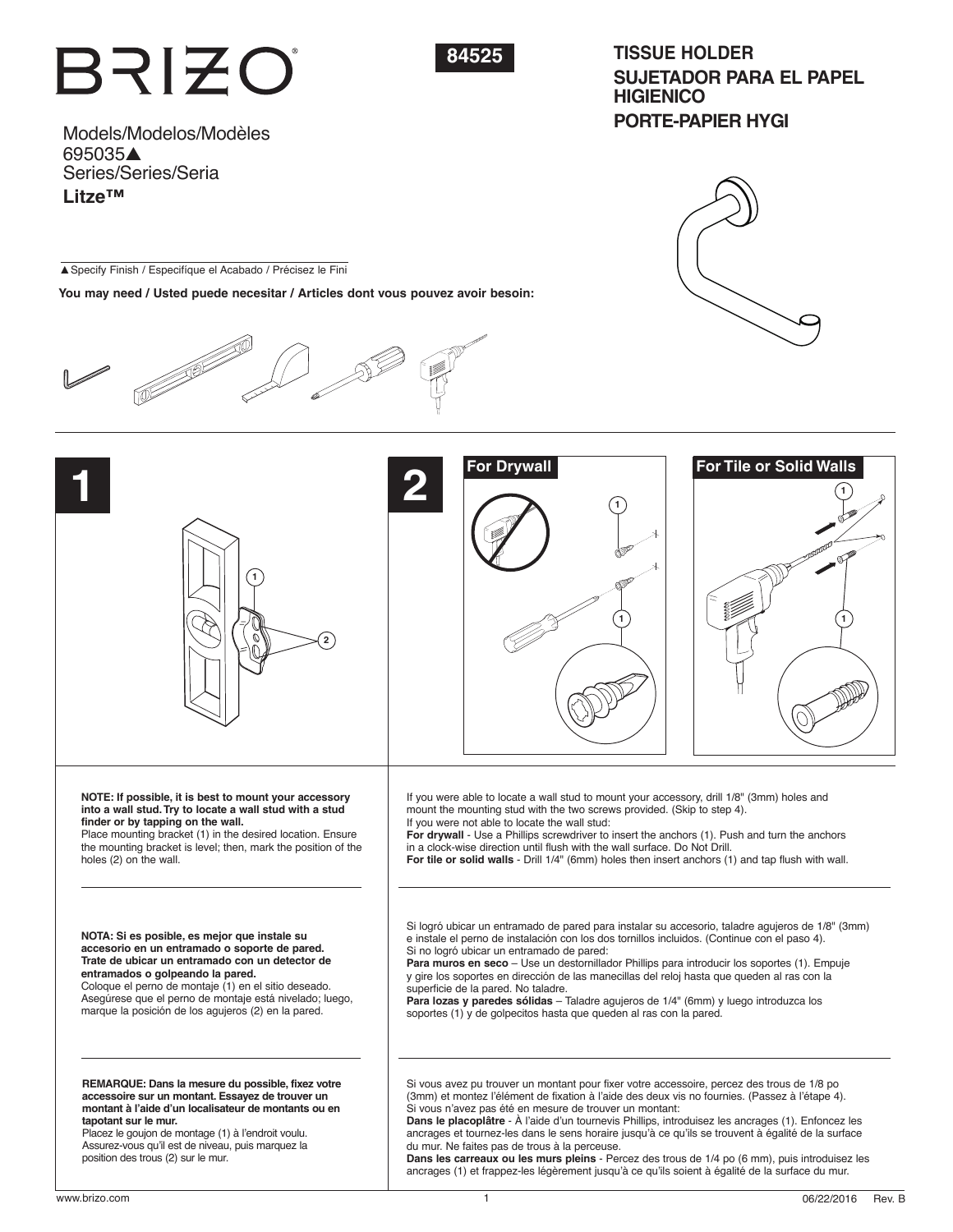BRIZO®

**84525**

# TISSUE HOLDER
# SUJETADOR PARA EL PAPEL HIGIENICO
# PORTE-PAPIER HYGI

Models/Modelos/Modèles
695035▲
Series/Series/Seria
**Litze™**

▲Specify Finish / Especifíque el Acabado / Précisez le Fini

**You may need / Usted puede necesitar / Articles dont vous pouvez avoir besoin:**

## 1

**NOTE: If possible, it is best to mount your accessory into a wall stud. Try to locate a wall stud with a stud finder or by tapping on the wall.**
Place mounting bracket (1) in the desired location. Ensure the mounting bracket is level; then, mark the position of the holes (2) on the wall.

**NOTA: Si es posible, es mejor que instale su accesorio en un entramado o soporte de pared. Trate de ubicar un entramado con un detector de entramados o golpeando la pared.**
Coloque el perno de montaje (1) en el sitio deseado. Asegúrese que el perno de montaje está nivelado; luego, marque la posición de los agujeros (2) en la pared.

**REMARQUE: Dans la mesure du possible, fixez votre accessoire sur un montant. Essayez de trouver un montant à l'aide d'un localisateur de montants ou en tapotant sur le mur.**
Placez le goujon de montage (1) à l'endroit voulu. Assurez-vous qu'il est de niveau, puis marquez la position des trous (2) sur le mur.

## 2

**For Drywall** | **For Tile or Solid Walls**

If you were able to locate a wall stud to mount your accessory, drill 1/8" (3mm) holes and mount the mounting stud with the two screws provided. (Skip to step 4).
If you were not able to locate the wall stud:
**For drywall** - Use a Phillips screwdriver to insert the anchors (1). Push and turn the anchors in a clock-wise direction until flush with the wall surface. Do Not Drill.
**For tile or solid walls** - Drill 1/4" (6mm) holes then insert anchors (1) and tap flush with wall.

Si logró ubicar un entramado de pared para instalar su accesorio, taladre agujeros de 1/8" (3mm) e instale el perno de instalación con los dos tornillos incluidos. (Continue con el paso 4).
Si no logró ubicar un entramado de pared:
**Para muros en seco** – Use un destornillador Phillips para introducir los soportes (1). Empuje y gire los soportes en dirección de las manecillas del reloj hasta que queden al ras con la superficie de la pared. No taladre.
**Para lozas y paredes sólidas** – Taladre agujeros de 1/4" (6mm) y luego introduzca los soportes (1) y de golpecitos hasta que queden al ras con la pared.

Si vous avez pu trouver un montant pour fixer votre accessoire, percez des trous de 1/8 po (3mm) et montez l'élément de fixation à l'aide des deux vis no fournies. (Passez à l'étape 4).
Si vous n'avez pas été en mesure de trouver un montant:
**Dans le placoplâtre** - À l'aide d'un tournevis Phillips, introduisez les ancrages (1). Enfoncez les ancrages et tournez-les dans le sens horaire jusqu'à ce qu'ils se trouvent à égalité de la surface du mur. Ne faites pas de trous à la perceuse.
**Dans les carreaux ou les murs pleins** - Percez des trous de 1/4 po (6 mm), puis introduisez les ancrages (1) et frappez-les légèrement jusqu'à ce qu'ils soient à égalité de la surface du mur.

www.brizo.com 06/22/2016 Rev. B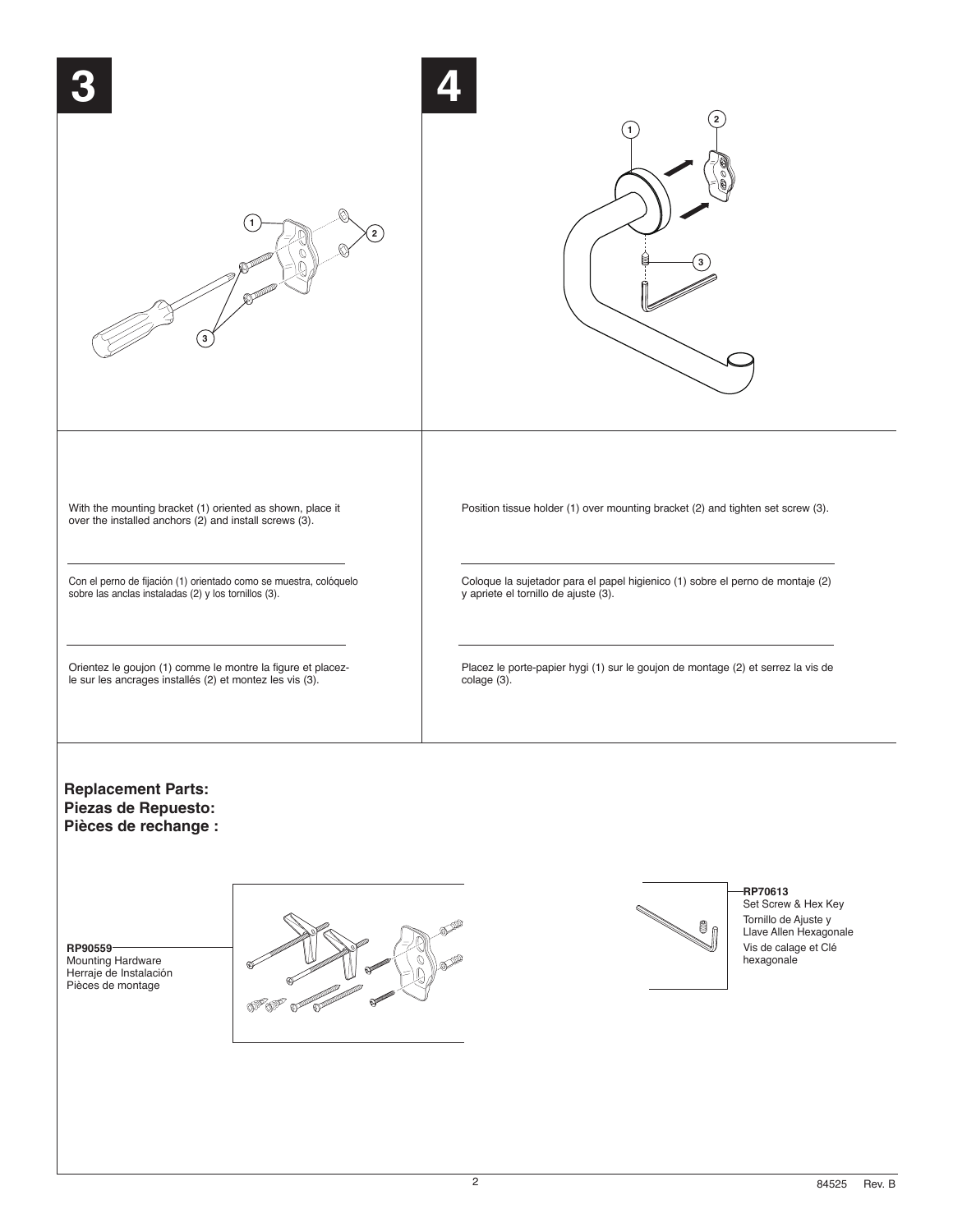## 3

With the mounting bracket (1) oriented as shown, place it over the installed anchors (2) and install screws (3).

Con el perno de fijación (1) orientado como se muestra, colóquelo sobre las anclas instaladas (2) y los tornillos (3).

Orientez le goujon (1) comme le montre la figure et placez-le sur les ancrages installés (2) et montez les vis (3).

## 4

Position tissue holder (1) over mounting bracket (2) and tighten set screw (3).

Coloque la sujetador para el papel higienico (1) sobre el perno de montaje (2) y apriete el tornillo de ajuste (3).

Placez le porte-papier hygi (1) sur le goujon de montage (2) et serrez la vis de colage (3).

**Replacement Parts:**
**Piezas de Repuesto:**
**Pièces de rechange :**

**RP90559**
Mounting Hardware
Herraje de Instalación
Pièces de montage

**RP70613**
Set Screw & Hex Key
Tornillo de Ajuste y
Llave Allen Hexagonale
Vis de calage et Clé hexagonale

84525 Rev. B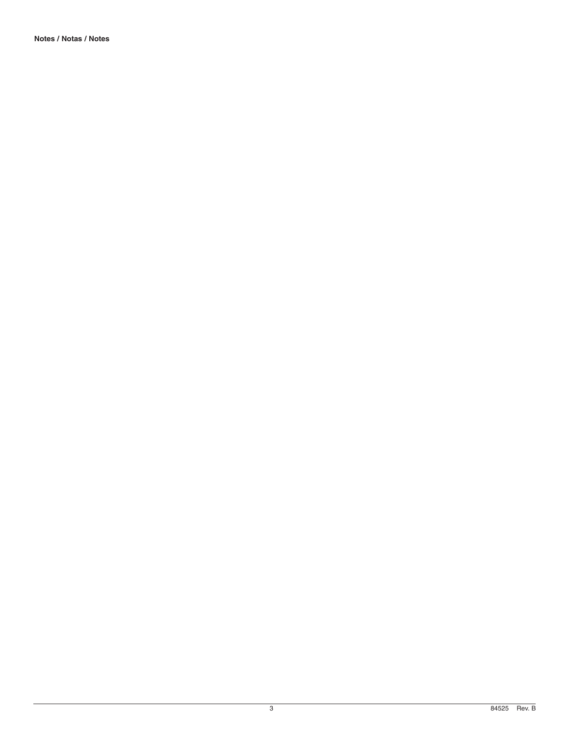**Notes / Notas / Notes**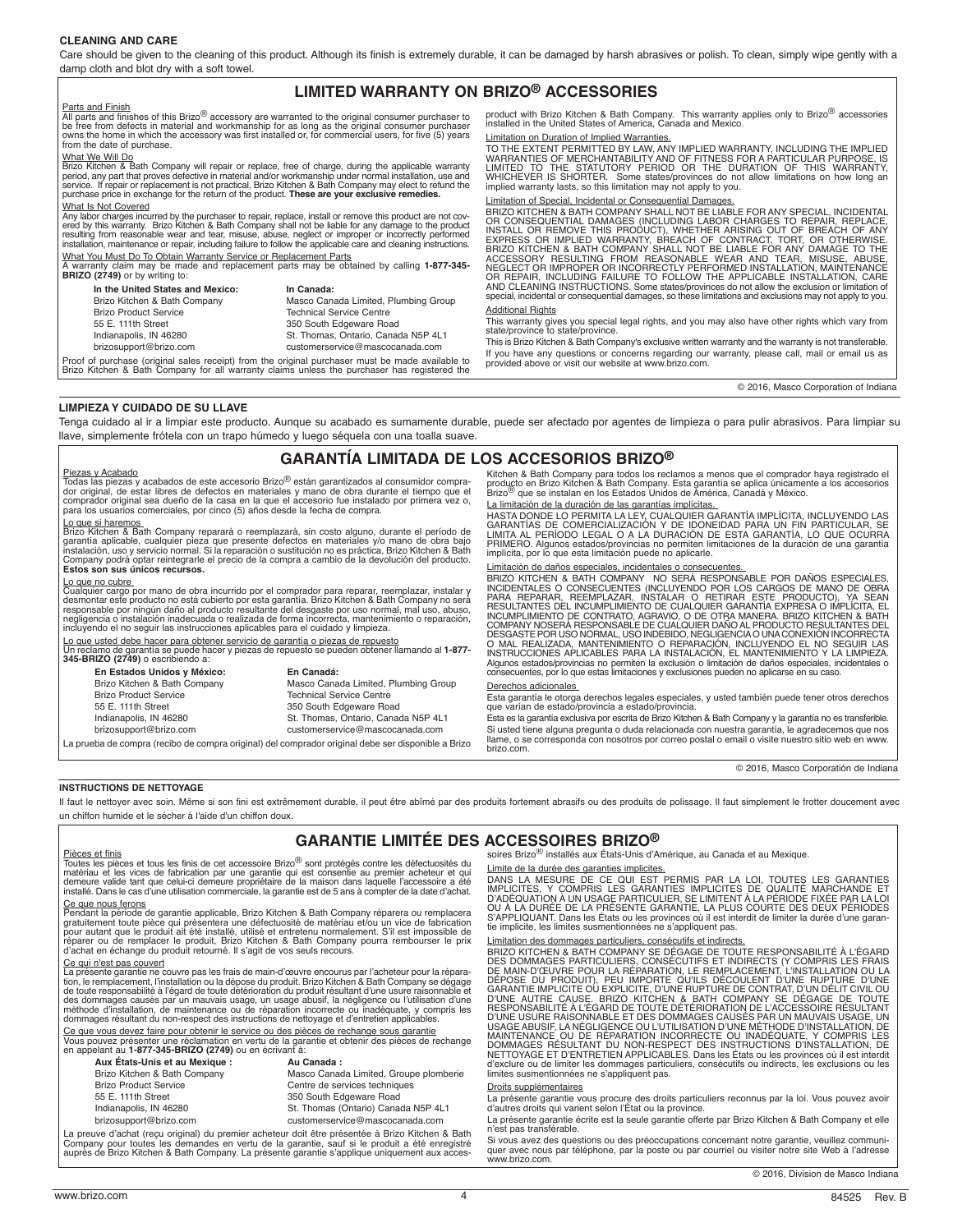**CLEANING AND CARE**

Care should be given to the cleaning of this product. Although its finish is extremely durable, it can be damaged by harsh abrasives or polish. To clean, simply wipe gently with a damp cloth and blot dry with a soft towel.

## LIMITED WARRANTY ON BRIZO® ACCESSORIES

Parts and Finish

All parts and finishes of this Brizo® accessory are warranted to the original consumer purchaser to be free from defects in material and workmanship for as long as the original consumer purchaser owns the home in which the accessory was first installed or, for commercial users, for five (5) years from the date of purchase.

What We Will Do

Brizo Kitchen & Bath Company will repair or replace, free of charge, during the applicable warranty period, any part that proves defective in material and/or workmanship under normal installation, use and service. If repair or replacement is not practical, Brizo Kitchen & Bath Company may elect to refund the purchase price in exchange for the return of the product. **These are your exclusive remedies.**

What Is Not Covered

Any labor charges incurred by the purchaser to repair, replace, install or remove this product are not covered by this warranty. Brizo Kitchen & Bath Company shall not be liable for any damage to the product resulting from reasonable wear and tear, misuse, abuse, neglect or improper or incorrectly performed installation, maintenance or repair, including failure to follow the applicable care and cleaning instructions.

What You Must Do To Obtain Warranty Service or Replacement Parts

A warranty claim may be made and replacement parts may be obtained by calling **1-877-345-BRIZO (2749)** or by writing to:

| In the United States and Mexico: | In Canada: |
|---|---|
| Brizo Kitchen & Bath Company | Masco Canada Limited, Plumbing Group |
| Brizo Product Service | Technical Service Centre |
| 55 E. 111th Street | 350 South Edgeware Road |
| Indianapolis, IN 46280 | St. Thomas, Ontario, Canada N5P 4L1 |
| brizosupport@brizo.com | customerservice@mascocanada.com |

Proof of purchase (original sales receipt) from the original purchaser must be made available to Brizo Kitchen & Bath Company for all warranty claims unless the purchaser has registered the product with Brizo Kitchen & Bath Company. This warranty applies only to Brizo® accessories installed in the United States of America, Canada and Mexico.

Limitation on Duration of Implied Warranties.

TO THE EXTENT PERMITTED BY LAW, ANY IMPLIED WARRANTY, INCLUDING THE IMPLIED WARRANTIES OF MERCHANTABILITY AND OF FITNESS FOR A PARTICULAR PURPOSE, IS LIMITED TO THE STATUTORY PERIOD OR THE DURATION OF THIS WARRANTY, WHICHEVER IS SHORTER. Some states/provinces do not allow limitations on how long an implied warranty lasts, so this limitation may not apply to you.

Limitation of Special, Incidental or Consequential Damages.

BRIZO KITCHEN & BATH COMPANY SHALL NOT BE LIABLE FOR ANY SPECIAL, INCIDENTAL OR CONSEQUENTIAL DAMAGES (INCLUDING LABOR CHARGES TO REPAIR, REPLACE, INSTALL OR REMOVE THIS PRODUCT), WHETHER ARISING OUT OF BREACH OF ANY EXPRESS OR IMPLIED WARRANTY, BREACH OF CONTRACT, TORT, OR OTHERWISE. BRIZO KITCHEN & BATH COMPANY SHALL NOT BE LIABLE FOR ANY DAMAGE TO THE ACCESSORY RESULTING FROM REASONABLE WEAR AND TEAR, MISUSE, ABUSE, NEGLECT OR IMPROPER OR INCORRECTLY PERFORMED INSTALLATION, MAINTENANCE OR REPAIR, INCLUDING FAILURE TO FOLLOW THE APPLICABLE INSTALLATION, CARE AND CLEANING INSTRUCTIONS. Some states/provinces do not allow the exclusion or limitation of special, incidental or consequential damages, so these limitations and exclusions may not apply to you.

Additional Rights

This warranty gives you special legal rights, and you may also have other rights which vary from state/province to state/province.

This is Brizo Kitchen & Bath Company's exclusive written warranty and the warranty is not transferable.

If you have any questions or concerns regarding our warranty, please call, mail or email us as provided above or visit our website at www.brizo.com.

© 2016, Masco Corporation of Indiana

**LIMPIEZA Y CUIDADO DE SU LLAVE**

Tenga cuidado al ir a limpiar este producto. Aunque su acabado es sumamente durable, puede ser afectado por agentes de limpieza o para pulir abrasivos. Para limpiar su llave, simplemente frótela con un trapo húmedo y luego séquela con una toalla suave.

## GARANTÍA LIMITADA DE LOS ACCESORIOS BRIZO®

Piezas y Acabado

Todas las piezas y acabados de este accesorio Brizo® están garantizados al consumidor comprador original, de estar libres de defectos en materiales y mano de obra durante el tiempo que el comprador original sea dueño de la casa en la que el accesorio fue instalado por primera vez o, para los usuarios comerciales, por cinco (5) años desde la fecha de compra.

Lo que sí haremos

Brizo Kitchen & Bath Company reparará o reemplazará, sin costo alguno, durante el período de garantía aplicable, cualquier pieza que presente defectos en materiales y/o mano de obra bajo instalación, uso y servicio normal. Si la reparación o sustitución no es práctica, Brizo Kitchen & Bath Company podrá optar reintegrarle el precio de la compra a cambio de la devolución del producto. **Estos son sus únicos recursos.**

Lo que no cubre

Cualquier cargo por mano de obra incurrido por el comprador para reparar, reemplazar, instalar y desmontar este producto no está cubierto por esta garantía. Brizo Kitchen & Bath Company no será responsable por ningún daño al producto resultante del desgaste por uso normal, mal uso, abuso, negligencia o instalación inadecuada o realizada de forma incorrecta, mantenimiento o reparación, incluyendo el no seguir las instrucciones aplicables para el cuidado y limpieza.

Lo que usted debe hacer para obtener servicio de garantía o piezas de repuesto

Un reclamo de garantía se puede hacer y piezas de repuesto se pueden obtener llamando al **1-877-345-BRIZO (2749)** o escribiendo a:

| En Estados Unidos y México: | En Canadá: |
|---|---|
| Brizo Kitchen & Bath Company | Masco Canada Limited, Plumbing Group |
| Brizo Product Service | Technical Service Centre |
| 55 E. 111th Street | 350 South Edgeware Road |
| Indianapolis, IN 46280 | St. Thomas, Ontario, Canada N5P 4L1 |
| brizosupport@brizo.com | customerservice@mascocanada.com |

La prueba de compra (recibo de compra original) del comprador original debe ser disponible a Brizo Kitchen & Bath Company para todos los reclamos a menos que el comprador haya registrado el producto en Brizo Kitchen & Bath Company. Esta garantía se aplica únicamente a los accesorios Brizo® que se instalan en los Estados Unidos de América, Canadá y México.

La limitación de la duración de las garantías implícitas.

HASTA DONDE LO PERMITA LA LEY, CUALQUIER GARANTÍA IMPLÍCITA, INCLUYENDO LAS GARANTÍAS DE COMERCIALIZACIÓN Y DE IDONEIDAD PARA UN FIN PARTICULAR, SE LIMITA AL PERÍODO LEGAL O A LA DURACIÓN DE ESTA GARANTÍA, LO QUE OCURRA PRIMERO. Algunos estados/provincias no permiten limitaciones de la duración de una garantía implícita, por lo que esta limitación puede no aplicarle.

Limitación de daños especiales, incidentales o consecuentes.

BRIZO KITCHEN & BATH COMPANY NO SERÁ RESPONSABLE POR DAÑOS ESPECIALES, INCIDENTALES O CONSECUENTES (INCLUYENDO POR LOS CARGOS DE MANO DE OBRA PARA REPARAR, REEMPLAZAR, INSTALAR O RETIRAR ESTE PRODUCTO), YA SEAN RESULTANTES DEL INCUMPLIMIENTO DE CUALQUIER GARANTÍA EXPRESA O IMPLÍCITA, EL INCUMPLIMIENTO DE CONTRATO, AGRAVIO, O DE OTRA MANERA. BRIZO KITCHEN & BATH COMPANY NOSERÁ RESPONSABLE DE CUALQUIER DAÑO AL PRODUCTO RESULTANTES DEL DESGASTE POR USO NORMAL, USO INDEBIDO, NEGLIGENCIA O UNA CONEXIÓN INCORRECTA O MAL REALIZADA, MANTENIMIENTO O REPARACIÓN, INCLUYENDO EL NO SEGUIR LAS INSTRUCCIONES APLICABLES PARA LA INSTALACIÓN, EL MANTENIMIENTO Y LA LIMPIEZA. Algunos estados/provincias no permiten la exclusión o limitación de daños especiales, incidentales o consecuentes, por lo que estas limitaciones y exclusiones pueden no aplicarse en su caso.

Derechos adicionales

Esta garantía le otorga derechos legales especiales, y usted también puede tener otros derechos que varían de estado/provincia a estado/provincia.

Esta es la garantía exclusiva por escrita de Brizo Kitchen & Bath Company y la garantía no es transferible.

Si usted tiene alguna pregunta o duda relacionada con nuestra garantía, le agradecemos que nos llame, o se corresponda con nosotros por correo postal o email o visite nuestro sitio web en www.brizo.com.

© 2016, Masco Corporatión de Indiana

**INSTRUCTIONS DE NETTOYAGE**

Il faut le nettoyer avec soin. Même si son fini est extrêmement durable, il peut être abîmé par des produits fortement abrasifs ou des produits de polissage. Il faut simplement le frotter doucement avec un chiffon humide et le sécher à l'aide d'un chiffon doux.

## GARANTIE LIMITÉE DES ACCESSOIRES BRIZO®

Pièces et finis

Toutes les pièces et tous les finis de cet accessoire Brizo® sont protégés contre les défectuosités du matériau et les vices de fabrication par une garantie qui est consentie au premier acheteur et qui demeure valide tant que celui-ci demeure propriétaire de la maison dans laquelle l'accessoire a été installé. Dans le cas d'une utilisation commerciale, la garantie est de 5 ans à compter de la date d'achat.

Ce que nous ferons

Pendant la période de garantie applicable, Brizo Kitchen & Bath Company réparera ou remplacera gratuitement toute pièce qui présentera une défectuosité de matériau et/ou un vice de fabrication pour autant que le produit ait été installé, utilisé et entretenu normalement. S'il est impossible de réparer ou de remplacer le produit, Brizo Kitchen & Bath Company pourra rembourser le prix d'achat en échange du produit retourné. Il s'agit de vos seuls recours.

Ce qui n'est pas couvert

La présente garantie ne couvre pas les frais de main-d'œuvre encourus par l'acheteur pour la réparation, le remplacement, l'installation ou la dépose du produit. Brizo Kitchen & Bath Company se dégage de toute responsabilité à l'égard de toute détérioration du produit résultant d'une usure raisonnable et des dommages causés par un mauvais usage, un usage abusif, la négligence ou l'utilisation d'une méthode d'installation, de maintenance ou de réparation incorrecte ou inadéquate, y compris les dommages résultant du non-respect des instructions de nettoyage et d'entretien applicables.

Ce que vous devez faire pour obtenir le service ou des pièces de rechange sous garantie

Vous pouvez présenter une réclamation en vertu de la garantie et obtenir des pièces de rechange en appelant au **1-877-345-BRIZO (2749)** ou en écrivant à:

| Aux États-Unis et au Mexique : | Au Canada : |
|---|---|
| Brizo Kitchen & Bath Company | Masco Canada Limited, Groupe plomberie |
| Brizo Product Service | Centre de services techniques |
| 55 E. 111th Street | 350 South Edgeware Road |
| Indianapolis, IN 46280 | St. Thomas (Ontario) Canada N5P 4L1 |
| brizosupport@brizo.com | customerservice@mascocanada.com |

La preuve d'achat (reçu original) du premier acheteur doit être présentée à Brizo Kitchen & Bath Company pour toutes les demandes en vertu de la garantie, sauf si le produit a été enregistré auprès de Brizo Kitchen & Bath Company. La présente garantie s'applique uniquement aux accessoires Brizo® installés aux États-Unis d'Amérique, au Canada et au Mexique.

Limite de la durée des garanties implicites.

DANS LA MESURE DE CE QUI EST PERMIS PAR LA LOI, TOUTES LES GARANTIES IMPLICITES, Y COMPRIS LES GARANTIES IMPLICITES DE QUALITÉ MARCHANDE ET D'ADÉQUATION À UN USAGE PARTICULIER, SE LIMITENT À LA PÉRIODE FIXÉE PAR LA LOI OU À LA DURÉE DE LA PRÉSENTE GARANTIE, LA PLUS COURTE DES DEUX PÉRIODES S'APPLIQUANT. Dans les États ou les provinces où il est interdit de limiter la durée d'une garantie implicite, les limites susmentionnées ne s'appliquent pas.

Limitation des dommages particuliers, consécutifs et indirects.

BRIZO KITCHEN & BATH COMPANY SE DÉGAGE DE TOUTE RESPONSABILITÉ À L'ÉGARD DES DOMMAGES PARTICULIERS, CONSÉCUTIFS ET INDIRECTS (Y COMPRIS LES FRAIS DE MAIN-D'ŒUVRE POUR LA RÉPARATION, LE REMPLACEMENT, L'INSTALLATION OU LA DÉPOSE DU PRODUIT), PEU IMPORTE QU'ILS DÉCOULENT D'UNE RUPTURE D'UNE GARANTIE IMPLICITE OU EXPLICITE, D'UNE RUPTURE DE CONTRAT, D'UN DÉLIT CIVIL OU D'UNE AUTRE CAUSE. BRIZO KITCHEN & BATH COMPANY SE DÉGAGE DE TOUTE RESPONSABILITÉ À L'ÉGARD DE TOUTE DÉTÉRIORATION DE L'ACCESSOIRE RÉSULTANT D'UNE USURE RAISONNABLE ET DES DOMMAGES CAUSÉS PAR UN MAUVAIS USAGE, UN USAGE ABUSIF, LA NÉGLIGENCE OU L'UTILISATION D'UNE MÉTHODE D'INSTALLATION, DE MAINTENANCE OU DE RÉPARATION INCORRECTE OU INADÉQUATE, Y COMPRIS LES DOMMAGES RÉSULTANT DU NON-RESPECT DES INSTRUCTIONS D'INSTALLATION, DE NETTOYAGE ET D'ENTRETIEN APPLICABLES. Dans les États ou les provinces où il est interdit d'exclure ou de limiter les dommages particuliers, consécutifs ou indirects, les exclusions ou les limites susmentionnées ne s'appliquent pas.

Droits supplémentaires

La présente garantie vous procure des droits particuliers reconnus par la loi. Vous pouvez avoir d'autres droits qui varient selon l'État ou la province.

La présente garantie écrite est la seule garantie offerte par Brizo Kitchen & Bath Company et elle n'est pas transférable.

Si vous avez des questions ou des préoccupations concernant notre garantie, veuillez communiquer avec nous par téléphone, par la poste ou par courriel ou visiter notre site Web à l'adresse www.brizo.com.

© 2016, Division de Masco Indiana

84525 Rev. B